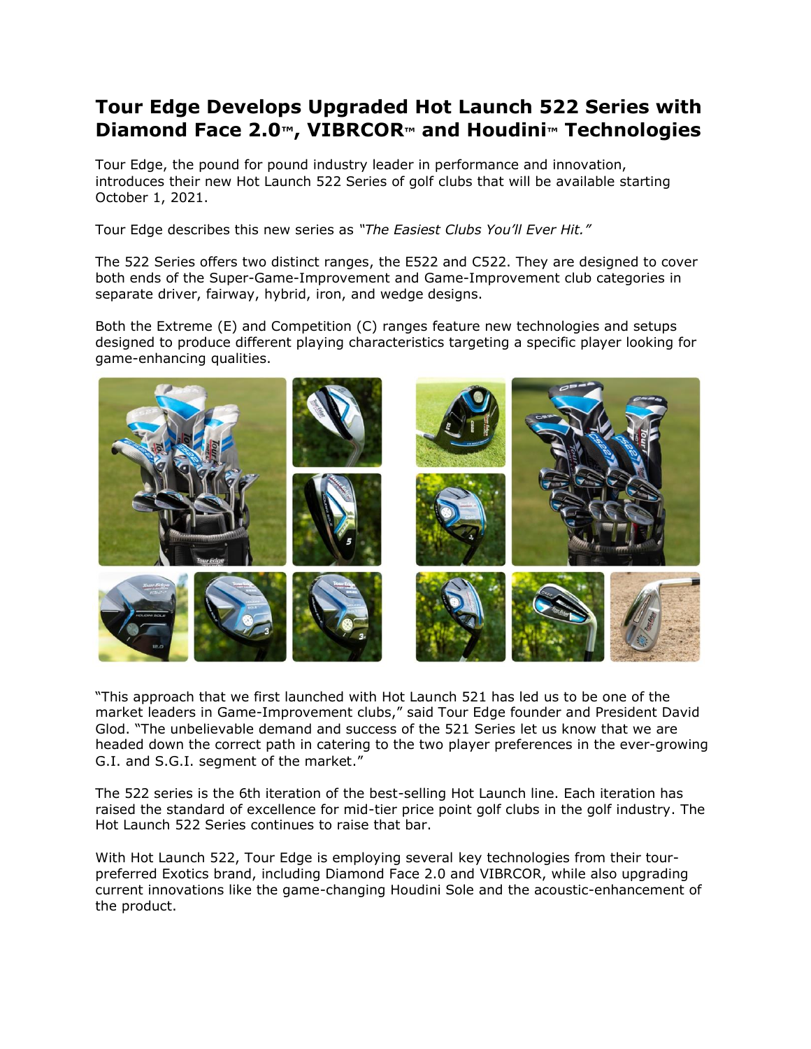# Tour Edge Develops Upgraded Hot Launch 522 Series with Diamond Face 2.0™, VIBRCOR™ and Houdini™ Technologies

Tour Edge, the pound for pound industry leader in performance and innovation, introduces their new Hot Launch 522 Series of golf clubs that will be available starting October 1, 2021.

Tour Edge describes this new series as *"The Easiest Clubs You'll Ever Hit."*

The 522 Series offers two distinct ranges, the E522 and C522. They are designed to cover both ends of the Super-Game-Improvement and Game-Improvement club categories in separate driver, fairway, hybrid, iron, and wedge designs.

Both the Extreme (E) and Competition (C) ranges feature new technologies and setups designed to produce different playing characteristics targeting a specific player looking for game-enhancing qualities.

"This approach that we first launched with Hot Launch 521 has led us to be one of the market leaders in Game-Improvement clubs," said Tour Edge founder and President David Glod. "The unbelievable demand and success of the 521 Series let us know that we are headed down the correct path in catering to the two player preferences in the ever-growing G.I. and S.G.I. segment of the market."

The 522 series is the 6th iteration of the best-selling Hot Launch line. Each iteration has raised the standard of excellence for mid-tier price point golf clubs in the golf industry. The Hot Launch 522 Series continues to raise that bar.

With Hot Launch 522, Tour Edge is employing several key technologies from their tour-preferred Exotics brand, including Diamond Face 2.0 and VIBRCOR, while also upgrading current innovations like the game-changing Houdini Sole and the acoustic-enhancement of the product.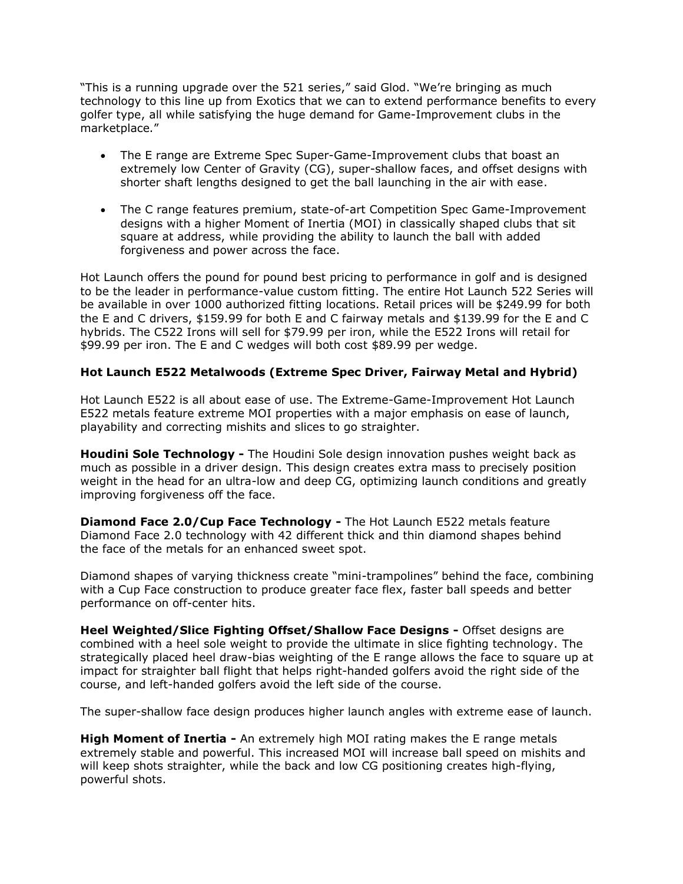"This is a running upgrade over the 521 series," said Glod. "We're bringing as much technology to this line up from Exotics that we can to extend performance benefits to every golfer type, all while satisfying the huge demand for Game-Improvement clubs in the marketplace."

- The E range are Extreme Spec Super-Game-Improvement clubs that boast an extremely low Center of Gravity (CG), super-shallow faces, and offset designs with shorter shaft lengths designed to get the ball launching in the air with ease.
- The C range features premium, state-of-art Competition Spec Game-Improvement designs with a higher Moment of Inertia (MOI) in classically shaped clubs that sit square at address, while providing the ability to launch the ball with added forgiveness and power across the face.

Hot Launch offers the pound for pound best pricing to performance in golf and is designed to be the leader in performance-value custom fitting. The entire Hot Launch 522 Series will be available in over 1000 authorized fitting locations. Retail prices will be $249.99 for both the E and C drivers, $159.99 for both E and C fairway metals and $139.99 for the E and C hybrids. The C522 Irons will sell for $79.99 per iron, while the E522 Irons will retail for $99.99 per iron. The E and C wedges will both cost $89.99 per wedge.

**Hot Launch E522 Metalwoods (Extreme Spec Driver, Fairway Metal and Hybrid)**

Hot Launch E522 is all about ease of use. The Extreme-Game-Improvement Hot Launch E522 metals feature extreme MOI properties with a major emphasis on ease of launch, playability and correcting mishits and slices to go straighter.

**Houdini Sole Technology -** The Houdini Sole design innovation pushes weight back as much as possible in a driver design. This design creates extra mass to precisely position weight in the head for an ultra-low and deep CG, optimizing launch conditions and greatly improving forgiveness off the face.

**Diamond Face 2.0/Cup Face Technology -** The Hot Launch E522 metals feature Diamond Face 2.0 technology with 42 different thick and thin diamond shapes behind the face of the metals for an enhanced sweet spot.

Diamond shapes of varying thickness create "mini-trampolines" behind the face, combining with a Cup Face construction to produce greater face flex, faster ball speeds and better performance on off-center hits.

**Heel Weighted/Slice Fighting Offset/Shallow Face Designs -** Offset designs are combined with a heel sole weight to provide the ultimate in slice fighting technology. The strategically placed heel draw-bias weighting of the E range allows the face to square up at impact for straighter ball flight that helps right-handed golfers avoid the right side of the course, and left-handed golfers avoid the left side of the course.

The super-shallow face design produces higher launch angles with extreme ease of launch.

**High Moment of Inertia -** An extremely high MOI rating makes the E range metals extremely stable and powerful. This increased MOI will increase ball speed on mishits and will keep shots straighter, while the back and low CG positioning creates high-flying, powerful shots.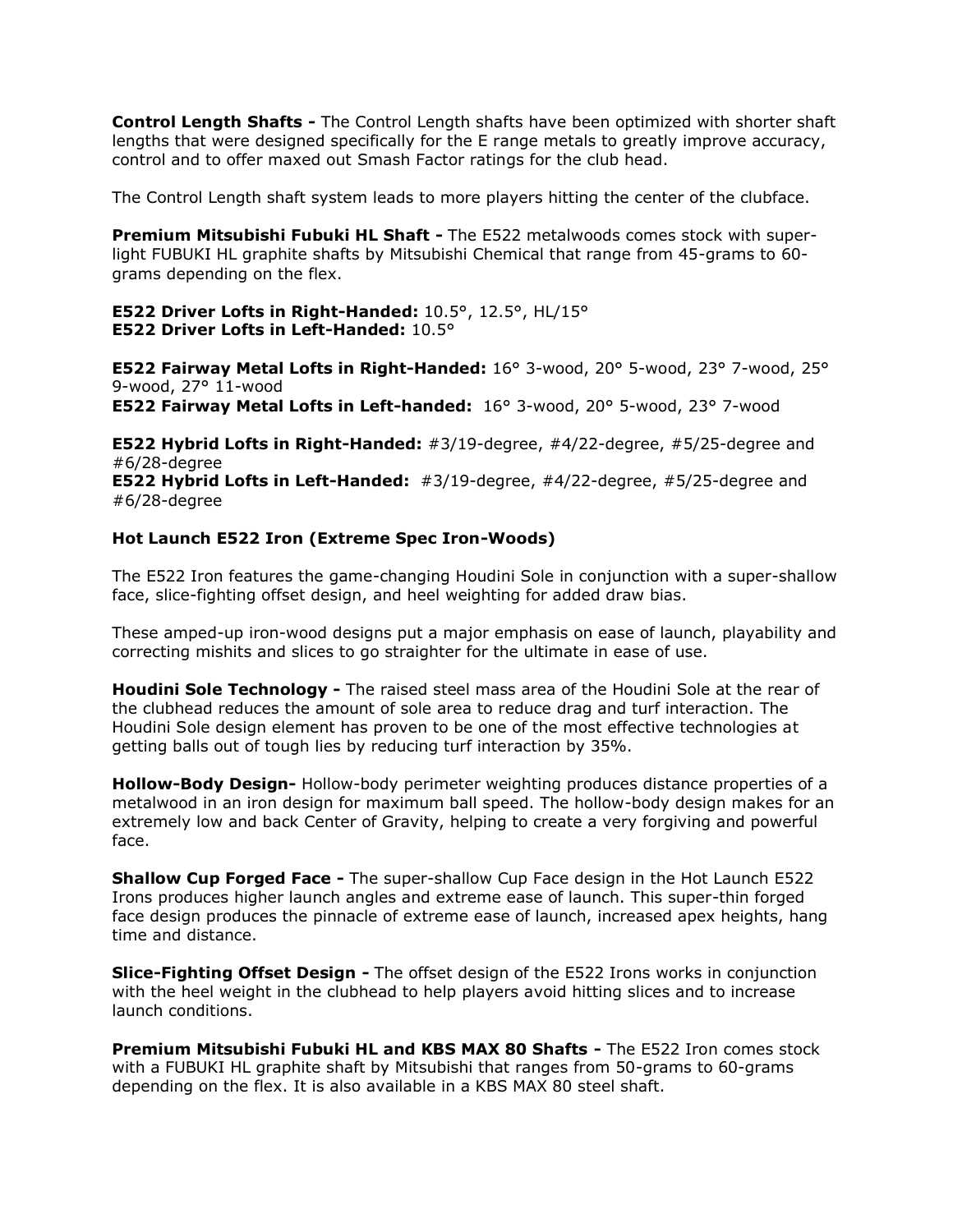**Control Length Shafts -** The Control Length shafts have been optimized with shorter shaft lengths that were designed specifically for the E range metals to greatly improve accuracy, control and to offer maxed out Smash Factor ratings for the club head.

The Control Length shaft system leads to more players hitting the center of the clubface.

**Premium Mitsubishi Fubuki HL Shaft -** The E522 metalwoods comes stock with super-light FUBUKI HL graphite shafts by Mitsubishi Chemical that range from 45-grams to 60-grams depending on the flex.

**E522 Driver Lofts in Right-Handed:** 10.5°, 12.5°, HL/15°
**E522 Driver Lofts in Left-Handed:** 10.5°

**E522 Fairway Metal Lofts in Right-Handed:** 16° 3-wood, 20° 5-wood, 23° 7-wood, 25° 9-wood, 27° 11-wood
**E522 Fairway Metal Lofts in Left-handed:** 16° 3-wood, 20° 5-wood, 23° 7-wood

**E522 Hybrid Lofts in Right-Handed:** #3/19-degree, #4/22-degree, #5/25-degree and #6/28-degree
**E522 Hybrid Lofts in Left-Handed:** #3/19-degree, #4/22-degree, #5/25-degree and #6/28-degree

**Hot Launch E522 Iron (Extreme Spec Iron-Woods)**

The E522 Iron features the game-changing Houdini Sole in conjunction with a super-shallow face, slice-fighting offset design, and heel weighting for added draw bias.

These amped-up iron-wood designs put a major emphasis on ease of launch, playability and correcting mishits and slices to go straighter for the ultimate in ease of use.

**Houdini Sole Technology -** The raised steel mass area of the Houdini Sole at the rear of the clubhead reduces the amount of sole area to reduce drag and turf interaction. The Houdini Sole design element has proven to be one of the most effective technologies at getting balls out of tough lies by reducing turf interaction by 35%.

**Hollow-Body Design-** Hollow-body perimeter weighting produces distance properties of a metalwood in an iron design for maximum ball speed. The hollow-body design makes for an extremely low and back Center of Gravity, helping to create a very forgiving and powerful face.

**Shallow Cup Forged Face -** The super-shallow Cup Face design in the Hot Launch E522 Irons produces higher launch angles and extreme ease of launch. This super-thin forged face design produces the pinnacle of extreme ease of launch, increased apex heights, hang time and distance.

**Slice-Fighting Offset Design -** The offset design of the E522 Irons works in conjunction with the heel weight in the clubhead to help players avoid hitting slices and to increase launch conditions.

**Premium Mitsubishi Fubuki HL and KBS MAX 80 Shafts -** The E522 Iron comes stock with a FUBUKI HL graphite shaft by Mitsubishi that ranges from 50-grams to 60-grams depending on the flex. It is also available in a KBS MAX 80 steel shaft.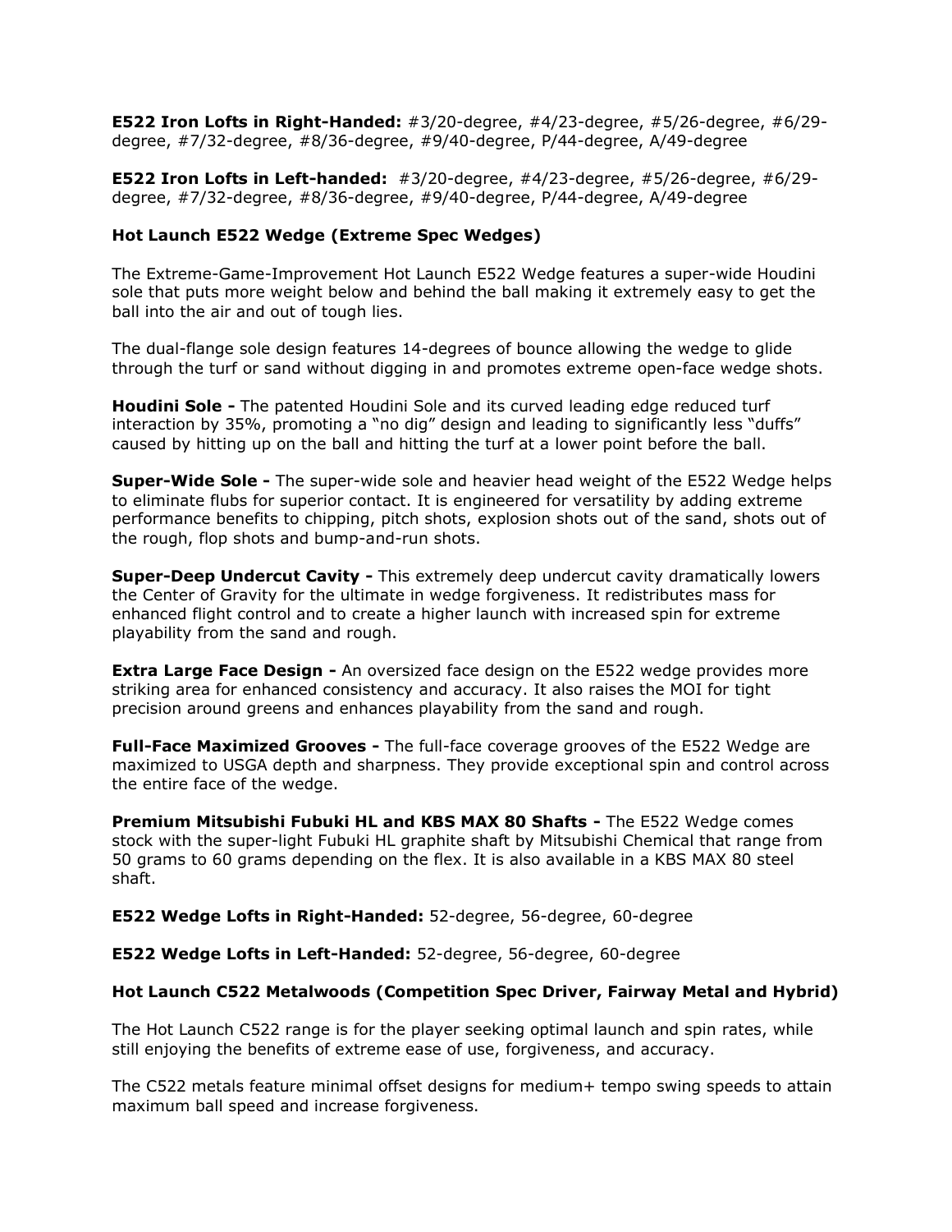**E522 Iron Lofts in Right-Handed:** #3/20-degree, #4/23-degree, #5/26-degree, #6/29-degree, #7/32-degree, #8/36-degree, #9/40-degree, P/44-degree, A/49-degree

**E522 Iron Lofts in Left-handed:** #3/20-degree, #4/23-degree, #5/26-degree, #6/29-degree, #7/32-degree, #8/36-degree, #9/40-degree, P/44-degree, A/49-degree

### Hot Launch E522 Wedge (Extreme Spec Wedges)

The Extreme-Game-Improvement Hot Launch E522 Wedge features a super-wide Houdini sole that puts more weight below and behind the ball making it extremely easy to get the ball into the air and out of tough lies.

The dual-flange sole design features 14-degrees of bounce allowing the wedge to glide through the turf or sand without digging in and promotes extreme open-face wedge shots.

**Houdini Sole -** The patented Houdini Sole and its curved leading edge reduced turf interaction by 35%, promoting a "no dig" design and leading to significantly less "duffs" caused by hitting up on the ball and hitting the turf at a lower point before the ball.

**Super-Wide Sole -** The super-wide sole and heavier head weight of the E522 Wedge helps to eliminate flubs for superior contact. It is engineered for versatility by adding extreme performance benefits to chipping, pitch shots, explosion shots out of the sand, shots out of the rough, flop shots and bump-and-run shots.

**Super-Deep Undercut Cavity -** This extremely deep undercut cavity dramatically lowers the Center of Gravity for the ultimate in wedge forgiveness. It redistributes mass for enhanced flight control and to create a higher launch with increased spin for extreme playability from the sand and rough.

**Extra Large Face Design -** An oversized face design on the E522 wedge provides more striking area for enhanced consistency and accuracy. It also raises the MOI for tight precision around greens and enhances playability from the sand and rough.

**Full-Face Maximized Grooves -** The full-face coverage grooves of the E522 Wedge are maximized to USGA depth and sharpness. They provide exceptional spin and control across the entire face of the wedge.

**Premium Mitsubishi Fubuki HL and KBS MAX 80 Shafts -** The E522 Wedge comes stock with the super-light Fubuki HL graphite shaft by Mitsubishi Chemical that range from 50 grams to 60 grams depending on the flex. It is also available in a KBS MAX 80 steel shaft.

**E522 Wedge Lofts in Right-Handed:** 52-degree, 56-degree, 60-degree

**E522 Wedge Lofts in Left-Handed:** 52-degree, 56-degree, 60-degree

### Hot Launch C522 Metalwoods (Competition Spec Driver, Fairway Metal and Hybrid)

The Hot Launch C522 range is for the player seeking optimal launch and spin rates, while still enjoying the benefits of extreme ease of use, forgiveness, and accuracy.

The C522 metals feature minimal offset designs for medium+ tempo swing speeds to attain maximum ball speed and increase forgiveness.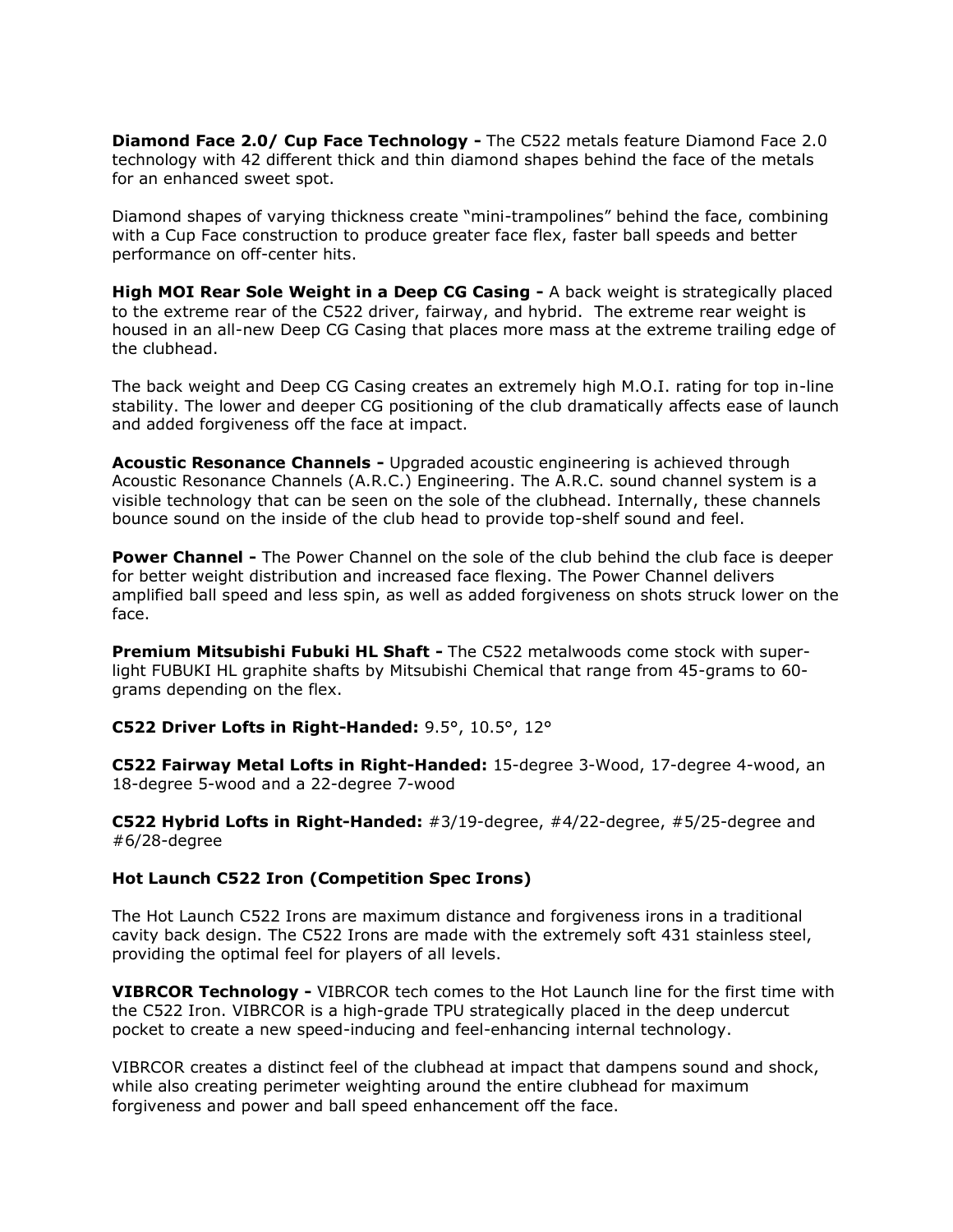**Diamond Face 2.0/ Cup Face Technology -** The C522 metals feature Diamond Face 2.0 technology with 42 different thick and thin diamond shapes behind the face of the metals for an enhanced sweet spot.

Diamond shapes of varying thickness create "mini-trampolines" behind the face, combining with a Cup Face construction to produce greater face flex, faster ball speeds and better performance on off-center hits.

**High MOI Rear Sole Weight in a Deep CG Casing -** A back weight is strategically placed to the extreme rear of the C522 driver, fairway, and hybrid. The extreme rear weight is housed in an all-new Deep CG Casing that places more mass at the extreme trailing edge of the clubhead.

The back weight and Deep CG Casing creates an extremely high M.O.I. rating for top in-line stability. The lower and deeper CG positioning of the club dramatically affects ease of launch and added forgiveness off the face at impact.

**Acoustic Resonance Channels -** Upgraded acoustic engineering is achieved through Acoustic Resonance Channels (A.R.C.) Engineering. The A.R.C. sound channel system is a visible technology that can be seen on the sole of the clubhead. Internally, these channels bounce sound on the inside of the club head to provide top-shelf sound and feel.

**Power Channel -** The Power Channel on the sole of the club behind the club face is deeper for better weight distribution and increased face flexing. The Power Channel delivers amplified ball speed and less spin, as well as added forgiveness on shots struck lower on the face.

**Premium Mitsubishi Fubuki HL Shaft -** The C522 metalwoods come stock with super-light FUBUKI HL graphite shafts by Mitsubishi Chemical that range from 45-grams to 60-grams depending on the flex.

**C522 Driver Lofts in Right-Handed:** 9.5°, 10.5°, 12°

**C522 Fairway Metal Lofts in Right-Handed:** 15-degree 3-Wood, 17-degree 4-wood, an 18-degree 5-wood and a 22-degree 7-wood

**C522 Hybrid Lofts in Right-Handed:** #3/19-degree, #4/22-degree, #5/25-degree and #6/28-degree

### Hot Launch C522 Iron (Competition Spec Irons)

The Hot Launch C522 Irons are maximum distance and forgiveness irons in a traditional cavity back design. The C522 Irons are made with the extremely soft 431 stainless steel, providing the optimal feel for players of all levels.

**VIBRCOR Technology -** VIBRCOR tech comes to the Hot Launch line for the first time with the C522 Iron. VIBRCOR is a high-grade TPU strategically placed in the deep undercut pocket to create a new speed-inducing and feel-enhancing internal technology.

VIBRCOR creates a distinct feel of the clubhead at impact that dampens sound and shock, while also creating perimeter weighting around the entire clubhead for maximum forgiveness and power and ball speed enhancement off the face.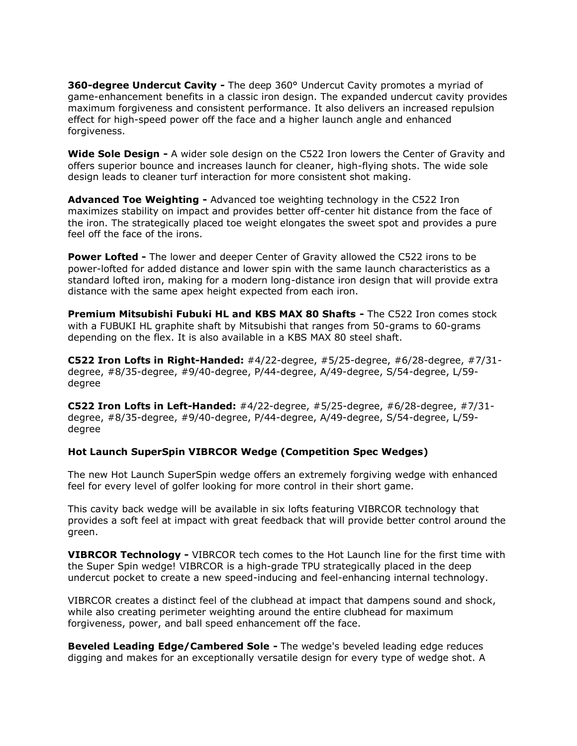**360-degree Undercut Cavity -** The deep 360° Undercut Cavity promotes a myriad of game-enhancement benefits in a classic iron design. The expanded undercut cavity provides maximum forgiveness and consistent performance. It also delivers an increased repulsion effect for high-speed power off the face and a higher launch angle and enhanced forgiveness.

**Wide Sole Design -** A wider sole design on the C522 Iron lowers the Center of Gravity and offers superior bounce and increases launch for cleaner, high-flying shots. The wide sole design leads to cleaner turf interaction for more consistent shot making.

**Advanced Toe Weighting -** Advanced toe weighting technology in the C522 Iron maximizes stability on impact and provides better off-center hit distance from the face of the iron. The strategically placed toe weight elongates the sweet spot and provides a pure feel off the face of the irons.

**Power Lofted -** The lower and deeper Center of Gravity allowed the C522 irons to be power-lofted for added distance and lower spin with the same launch characteristics as a standard lofted iron, making for a modern long-distance iron design that will provide extra distance with the same apex height expected from each iron.

**Premium Mitsubishi Fubuki HL and KBS MAX 80 Shafts -** The C522 Iron comes stock with a FUBUKI HL graphite shaft by Mitsubishi that ranges from 50-grams to 60-grams depending on the flex. It is also available in a KBS MAX 80 steel shaft.

**C522 Iron Lofts in Right-Handed:** #4/22-degree, #5/25-degree, #6/28-degree, #7/31-degree, #8/35-degree, #9/40-degree, P/44-degree, A/49-degree, S/54-degree, L/59-degree

**C522 Iron Lofts in Left-Handed:** #4/22-degree, #5/25-degree, #6/28-degree, #7/31-degree, #8/35-degree, #9/40-degree, P/44-degree, A/49-degree, S/54-degree, L/59-degree

**Hot Launch SuperSpin VIBRCOR Wedge (Competition Spec Wedges)**

The new Hot Launch SuperSpin wedge offers an extremely forgiving wedge with enhanced feel for every level of golfer looking for more control in their short game.

This cavity back wedge will be available in six lofts featuring VIBRCOR technology that provides a soft feel at impact with great feedback that will provide better control around the green.

**VIBRCOR Technology -** VIBRCOR tech comes to the Hot Launch line for the first time with the Super Spin wedge! VIBRCOR is a high-grade TPU strategically placed in the deep undercut pocket to create a new speed-inducing and feel-enhancing internal technology.

VIBRCOR creates a distinct feel of the clubhead at impact that dampens sound and shock, while also creating perimeter weighting around the entire clubhead for maximum forgiveness, power, and ball speed enhancement off the face.

**Beveled Leading Edge/Cambered Sole -** The wedge's beveled leading edge reduces digging and makes for an exceptionally versatile design for every type of wedge shot. A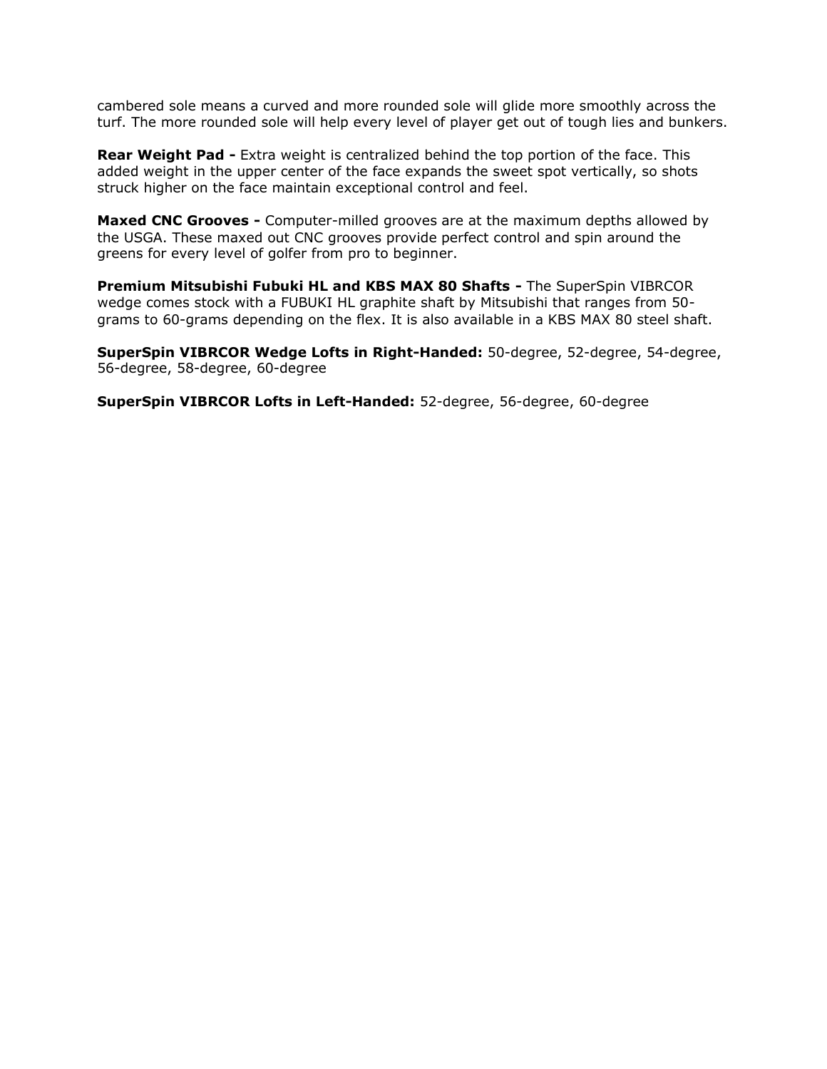cambered sole means a curved and more rounded sole will glide more smoothly across the turf. The more rounded sole will help every level of player get out of tough lies and bunkers.

**Rear Weight Pad -** Extra weight is centralized behind the top portion of the face. This added weight in the upper center of the face expands the sweet spot vertically, so shots struck higher on the face maintain exceptional control and feel.

**Maxed CNC Grooves -** Computer-milled grooves are at the maximum depths allowed by the USGA. These maxed out CNC grooves provide perfect control and spin around the greens for every level of golfer from pro to beginner.

**Premium Mitsubishi Fubuki HL and KBS MAX 80 Shafts -** The SuperSpin VIBRCOR wedge comes stock with a FUBUKI HL graphite shaft by Mitsubishi that ranges from 50-grams to 60-grams depending on the flex. It is also available in a KBS MAX 80 steel shaft.

**SuperSpin VIBRCOR Wedge Lofts in Right-Handed:** 50-degree, 52-degree, 54-degree, 56-degree, 58-degree, 60-degree

**SuperSpin VIBRCOR Lofts in Left-Handed:** 52-degree, 56-degree, 60-degree